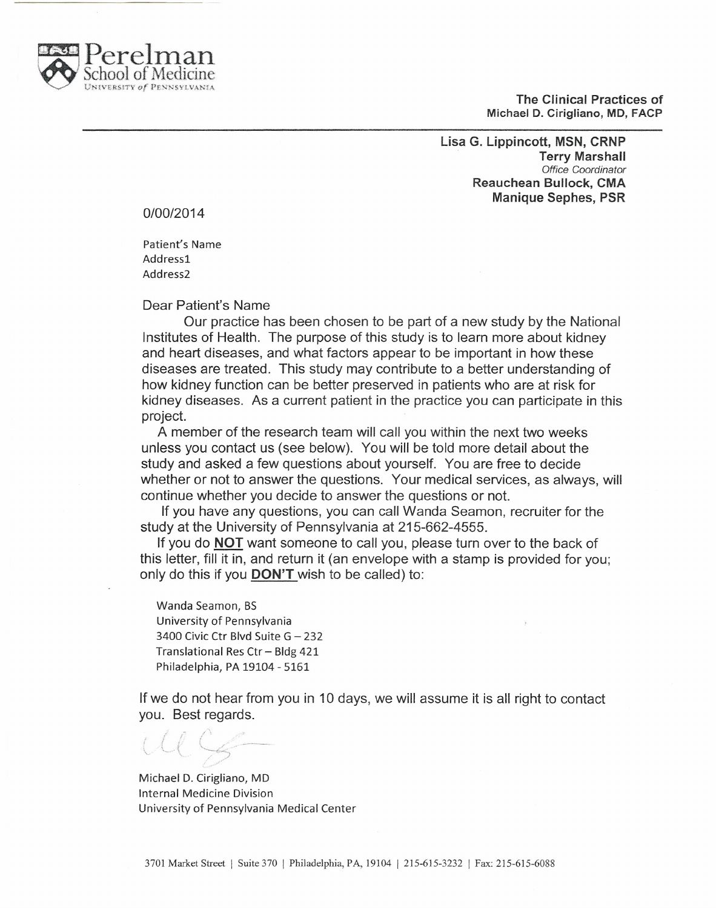Perelman School of Medicine
University *of* Pennsylvania

**The Clinical Practices of**
**Michael D. Cirigliano, MD, FACP**

---

**Lisa G. Lippincott, MSN, CRNP**
**Terry Marshall**
*Office Coordinator*
**Reauchean Bullock, CMA**
**Manique Sephes, PSR**

0/00/2014

Patient's Name
Address1
Address2

Dear Patient's Name

Our practice has been chosen to be part of a new study by the National Institutes of Health. The purpose of this study is to learn more about kidney and heart diseases, and what factors appear to be important in how these diseases are treated. This study may contribute to a better understanding of how kidney function can be better preserved in patients who are at risk for kidney diseases. As a current patient in the practice you can participate in this project.

A member of the research team will call you within the next two weeks unless you contact us (see below). You will be told more detail about the study and asked a few questions about yourself. You are free to decide whether or not to answer the questions. Your medical services, as always, will continue whether you decide to answer the questions or not.

If you have any questions, you can call Wanda Seamon, recruiter for the study at the University of Pennsylvania at 215-662-4555.

If you do **NOT** want someone to call you, please turn over to the back of this letter, fill it in, and return it (an envelope with a stamp is provided for you; only do this if you **DON'T** wish to be called) to:

Wanda Seamon, BS
University of Pennsylvania
3400 Civic Ctr Blvd Suite G – 232
Translational Res Ctr – Bldg 421
Philadelphia, PA 19104 - 5161

If we do not hear from you in 10 days, we will assume it is all right to contact you. Best regards.

Michael D. Cirigliano, MD
Internal Medicine Division
University of Pennsylvania Medical Center

3701 Market Street | Suite 370 | Philadelphia, PA, 19104 | 215-615-3232 | Fax: 215-615-6088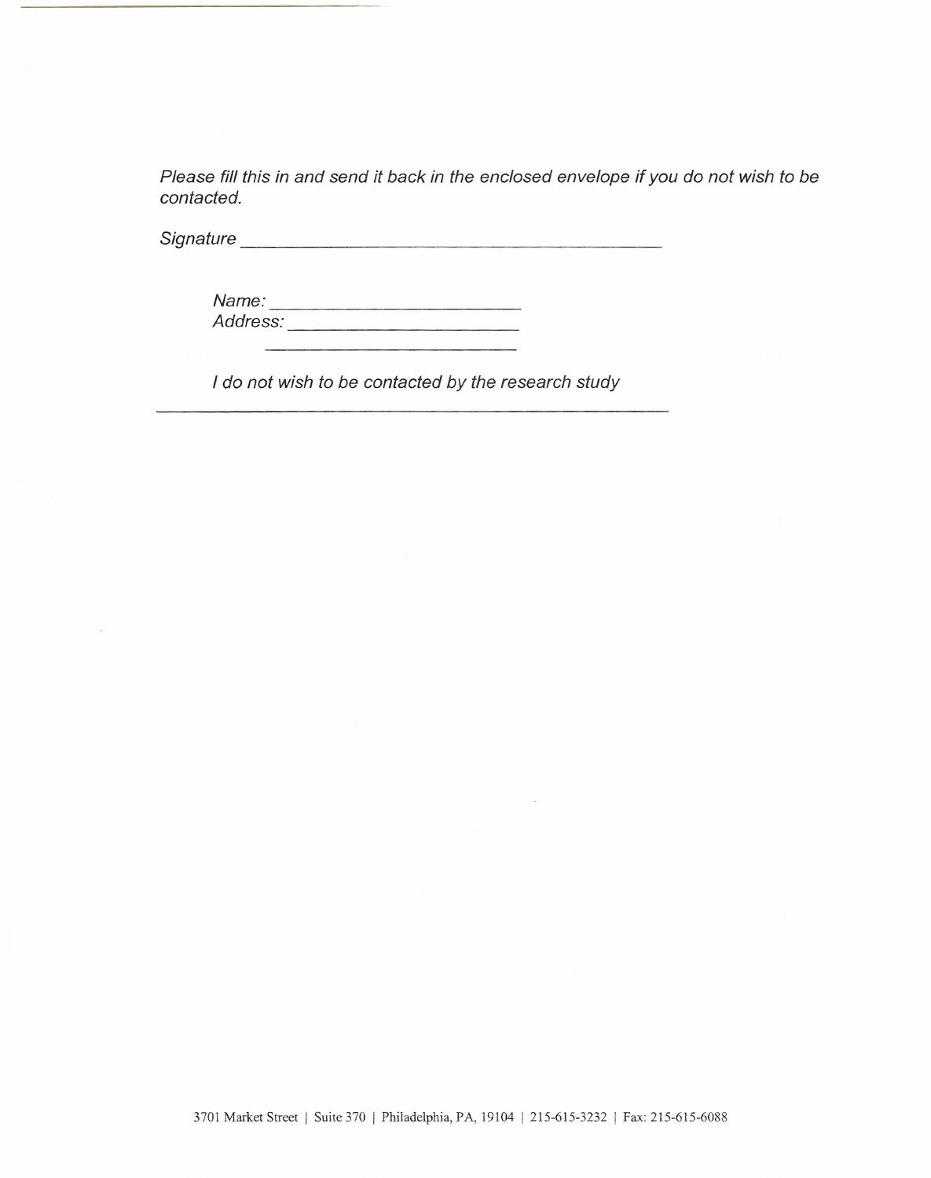*Please fill this in and send it back in the enclosed envelope if you do not wish to be contacted.*

*Signature* ___________________________________________

*Name:* ___________________________

*Address:* _________________________

___________________________

*I do not wish to be contacted by the research study*

___________________________________________________

3701 Market Street | Suite 370 | Philadelphia, PA, 19104 | 215-615-3232 | Fax: 215-615-6088